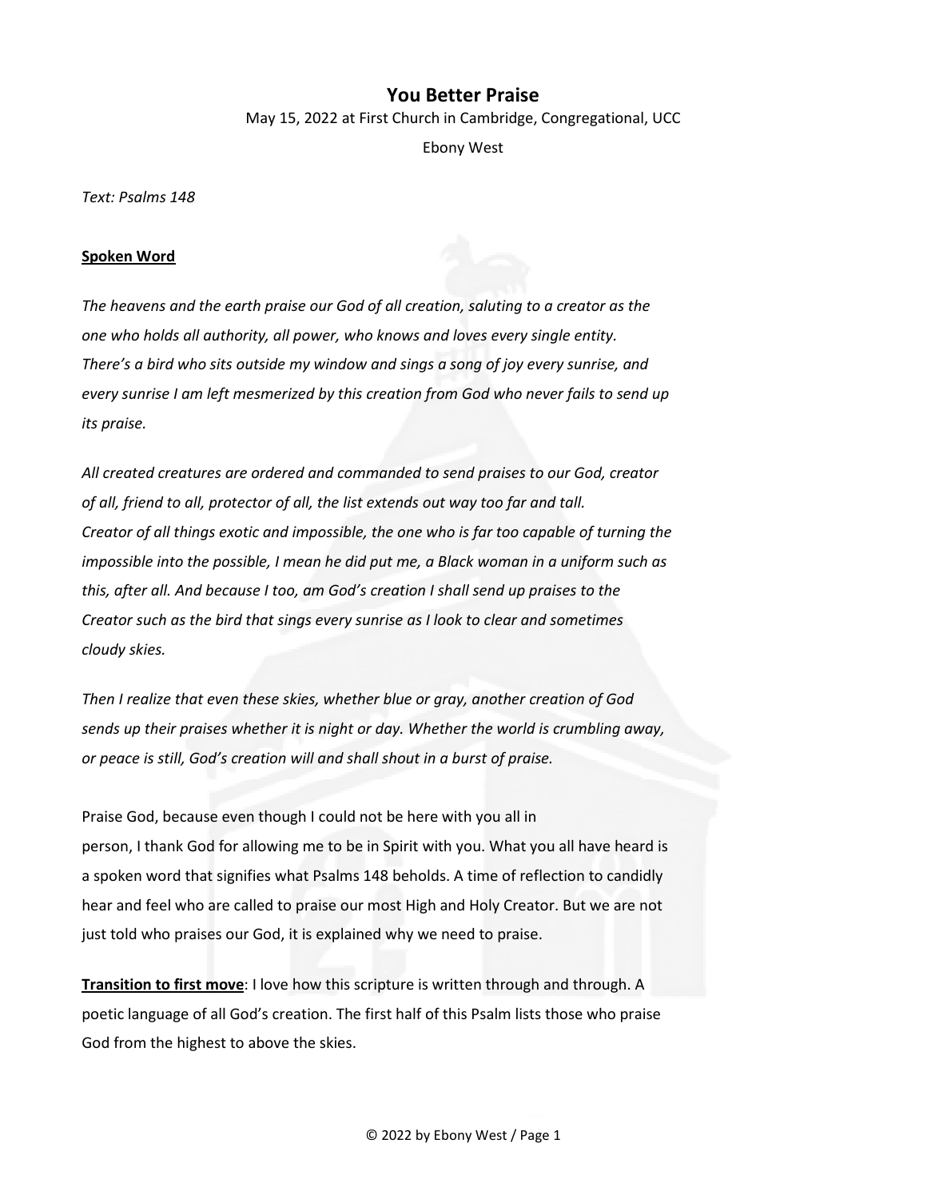# You Better Praise

May 15, 2022 at First Church in Cambridge, Congregational, UCC

Ebony West

*Text: Psalms 148*

**Spoken Word**

*The heavens and the earth praise our God of all creation, saluting to a creator as the one who holds all authority, all power, who knows and loves every single entity. There's a bird who sits outside my window and sings a song of joy every sunrise, and every sunrise I am left mesmerized by this creation from God who never fails to send up its praise.*

*All created creatures are ordered and commanded to send praises to our God, creator of all, friend to all, protector of all, the list extends out way too far and tall. Creator of all things exotic and impossible, the one who is far too capable of turning the impossible into the possible, I mean he did put me, a Black woman in a uniform such as this, after all. And because I too, am God's creation I shall send up praises to the Creator such as the bird that sings every sunrise as I look to clear and sometimes cloudy skies.*

*Then I realize that even these skies, whether blue or gray, another creation of God sends up their praises whether it is night or day. Whether the world is crumbling away, or peace is still, God's creation will and shall shout in a burst of praise.*

Praise God, because even though I could not be here with you all in person, I thank God for allowing me to be in Spirit with you. What you all have heard is a spoken word that signifies what Psalms 148 beholds. A time of reflection to candidly hear and feel who are called to praise our most High and Holy Creator. But we are not just told who praises our God, it is explained why we need to praise.

**Transition to first move**: I love how this scripture is written through and through. A poetic language of all God's creation. The first half of this Psalm lists those who praise God from the highest to above the skies.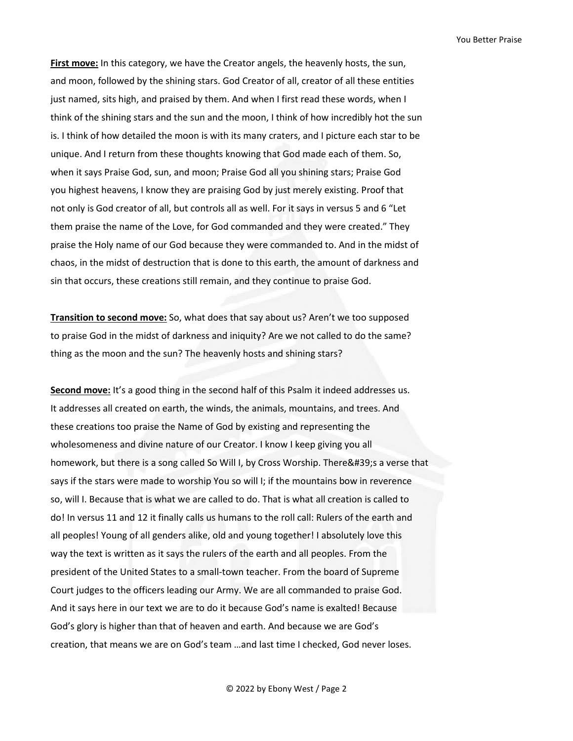**First move:** In this category, we have the Creator angels, the heavenly hosts, the sun, and moon, followed by the shining stars. God Creator of all, creator of all these entities just named, sits high, and praised by them. And when I first read these words, when I think of the shining stars and the sun and the moon, I think of how incredibly hot the sun is. I think of how detailed the moon is with its many craters, and I picture each star to be unique. And I return from these thoughts knowing that God made each of them. So, when it says Praise God, sun, and moon; Praise God all you shining stars; Praise God you highest heavens, I know they are praising God by just merely existing. Proof that not only is God creator of all, but controls all as well. For it says in versus 5 and 6 "Let them praise the name of the Love, for God commanded and they were created." They praise the Holy name of our God because they were commanded to. And in the midst of chaos, in the midst of destruction that is done to this earth, the amount of darkness and sin that occurs, these creations still remain, and they continue to praise God.

**Transition to second move:** So, what does that say about us? Aren't we too supposed to praise God in the midst of darkness and iniquity? Are we not called to do the same? thing as the moon and the sun? The heavenly hosts and shining stars?

**Second move:** It's a good thing in the second half of this Psalm it indeed addresses us. It addresses all created on earth, the winds, the animals, mountains, and trees. And these creations too praise the Name of God by existing and representing the wholesomeness and divine nature of our Creator. I know I keep giving you all homework, but there is a song called So Will I, by Cross Worship. There&#39;s a verse that says if the stars were made to worship You so will I; if the mountains bow in reverence so, will I. Because that is what we are called to do. That is what all creation is called to do! In versus 11 and 12 it finally calls us humans to the roll call: Rulers of the earth and all peoples! Young of all genders alike, old and young together! I absolutely love this way the text is written as it says the rulers of the earth and all peoples. From the president of the United States to a small-town teacher. From the board of Supreme Court judges to the officers leading our Army. We are all commanded to praise God. And it says here in our text we are to do it because God's name is exalted! Because God's glory is higher than that of heaven and earth. And because we are God's creation, that means we are on God's team …and last time I checked, God never loses.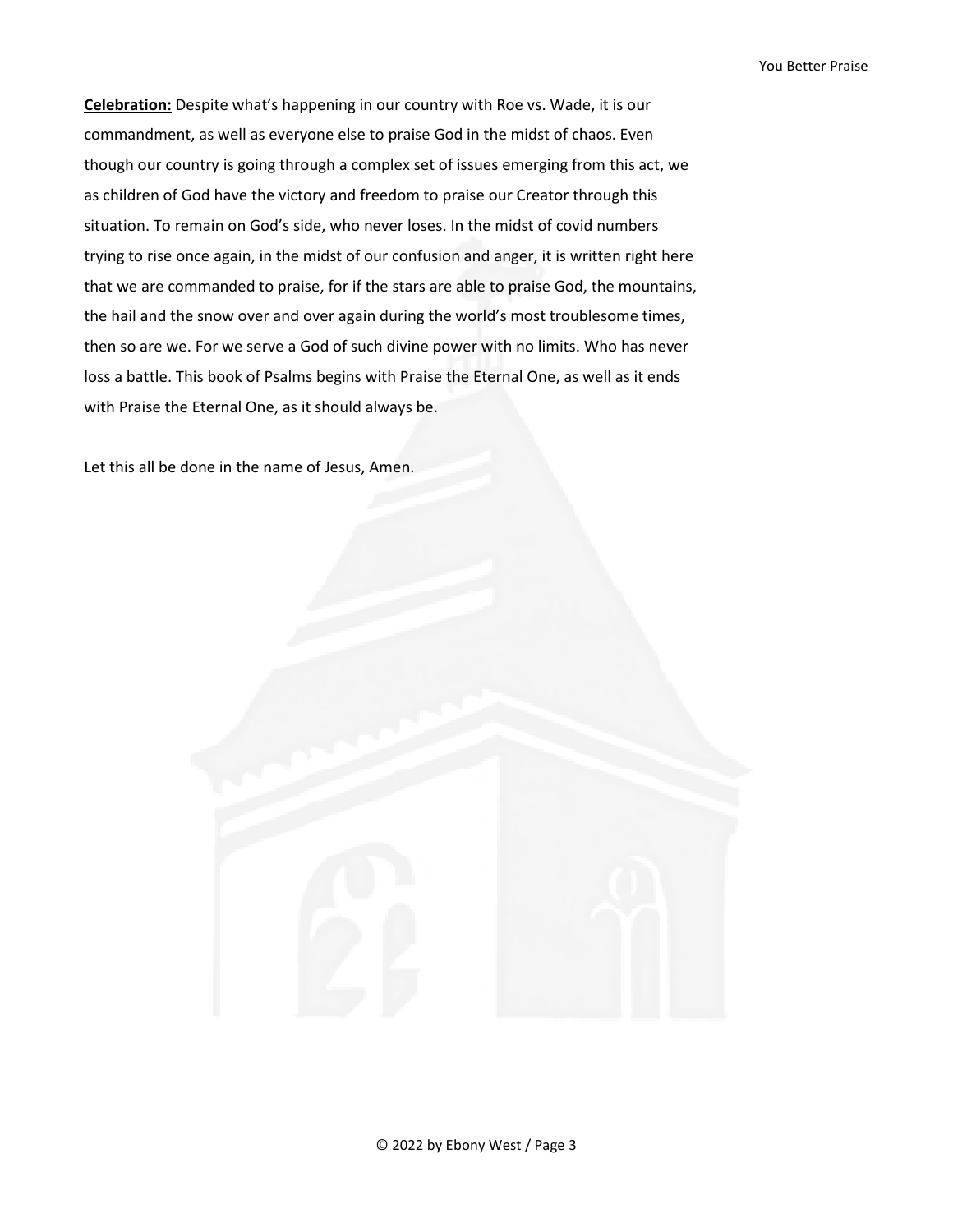**Celebration:** Despite what's happening in our country with Roe vs. Wade, it is our commandment, as well as everyone else to praise God in the midst of chaos. Even though our country is going through a complex set of issues emerging from this act, we as children of God have the victory and freedom to praise our Creator through this situation. To remain on God's side, who never loses. In the midst of covid numbers trying to rise once again, in the midst of our confusion and anger, it is written right here that we are commanded to praise, for if the stars are able to praise God, the mountains, the hail and the snow over and over again during the world's most troublesome times, then so are we. For we serve a God of such divine power with no limits. Who has never loss a battle. This book of Psalms begins with Praise the Eternal One, as well as it ends with Praise the Eternal One, as it should always be.

Let this all be done in the name of Jesus, Amen.